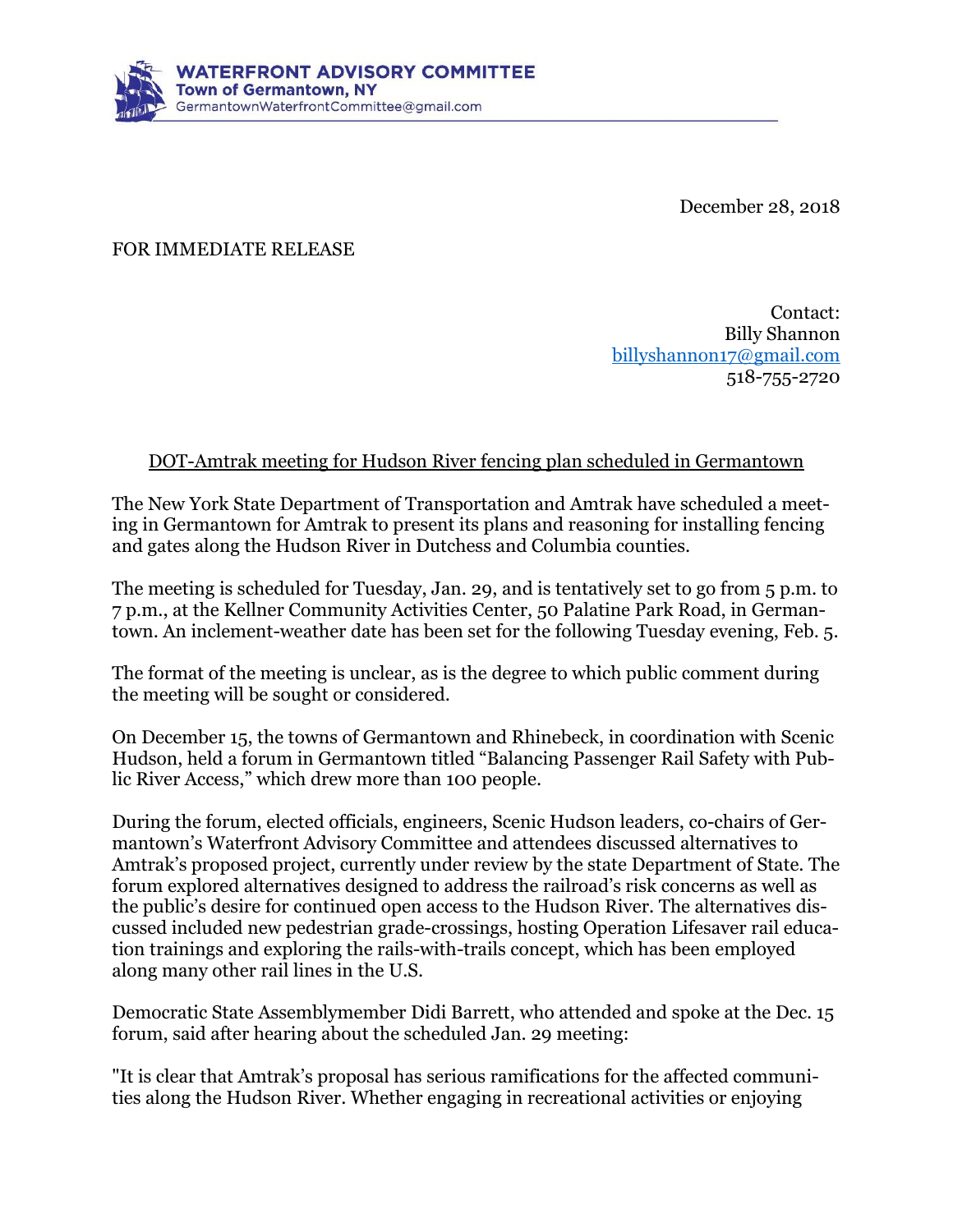**WATERFRONT ADVISORY COMMITTEE**
**Town of Germantown, NY**
GermantownWaterfrontCommittee@gmail.com

December 28, 2018

FOR IMMEDIATE RELEASE

Contact:
Billy Shannon
billyshannon17@gmail.com
518-755-2720

## DOT-Amtrak meeting for Hudson River fencing plan scheduled in Germantown

The New York State Department of Transportation and Amtrak have scheduled a meeting in Germantown for Amtrak to present its plans and reasoning for installing fencing and gates along the Hudson River in Dutchess and Columbia counties.

The meeting is scheduled for Tuesday, Jan. 29, and is tentatively set to go from 5 p.m. to 7 p.m., at the Kellner Community Activities Center, 50 Palatine Park Road, in Germantown. An inclement-weather date has been set for the following Tuesday evening, Feb. 5.

The format of the meeting is unclear, as is the degree to which public comment during the meeting will be sought or considered.

On December 15, the towns of Germantown and Rhinebeck, in coordination with Scenic Hudson, held a forum in Germantown titled "Balancing Passenger Rail Safety with Public River Access," which drew more than 100 people.

During the forum, elected officials, engineers, Scenic Hudson leaders, co-chairs of Germantown's Waterfront Advisory Committee and attendees discussed alternatives to Amtrak's proposed project, currently under review by the state Department of State. The forum explored alternatives designed to address the railroad's risk concerns as well as the public's desire for continued open access to the Hudson River. The alternatives discussed included new pedestrian grade-crossings, hosting Operation Lifesaver rail education trainings and exploring the rails-with-trails concept, which has been employed along many other rail lines in the U.S.

Democratic State Assemblymember Didi Barrett, who attended and spoke at the Dec. 15 forum, said after hearing about the scheduled Jan. 29 meeting:

"It is clear that Amtrak's proposal has serious ramifications for the affected communities along the Hudson River. Whether engaging in recreational activities or enjoying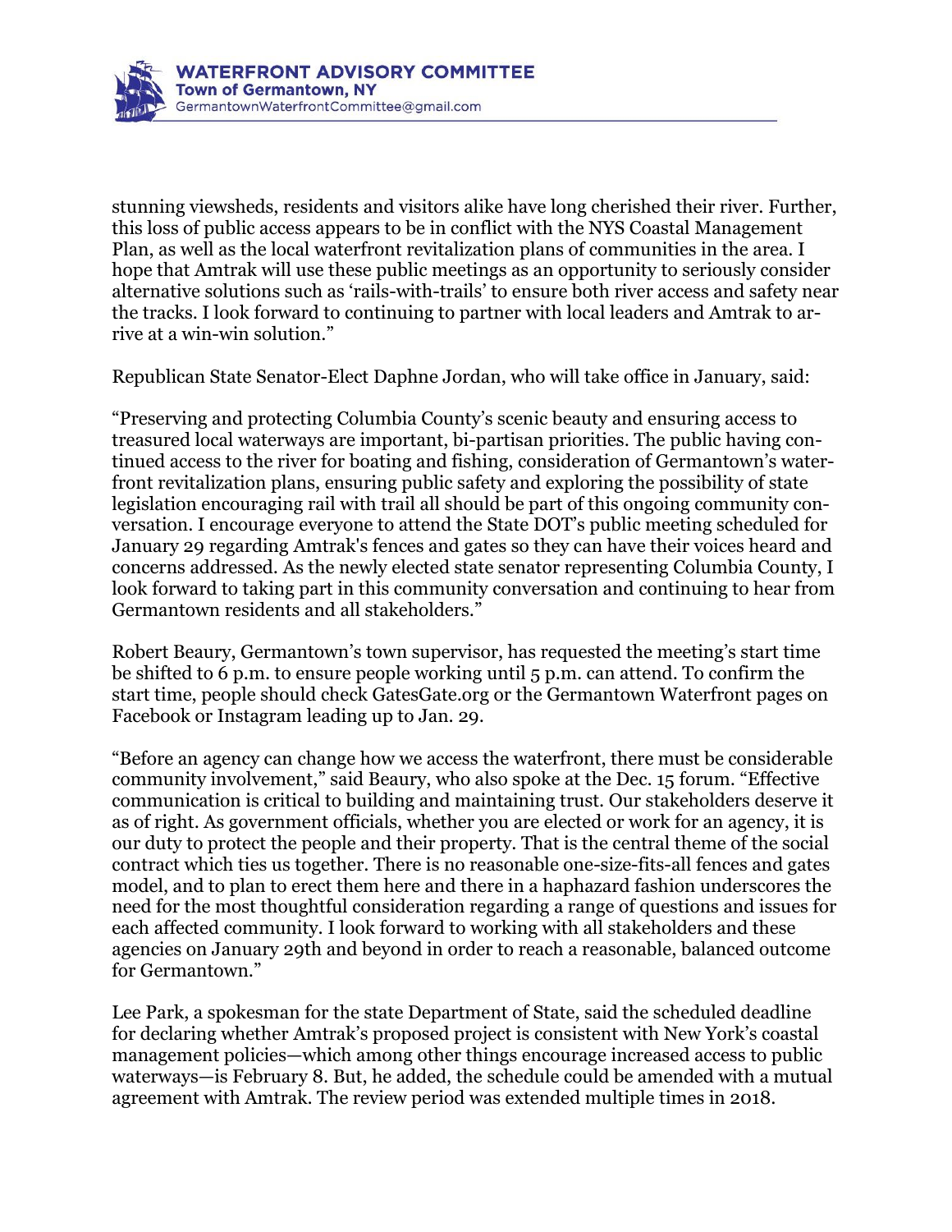stunning viewsheds, residents and visitors alike have long cherished their river. Further, this loss of public access appears to be in conflict with the NYS Coastal Management Plan, as well as the local waterfront revitalization plans of communities in the area. I hope that Amtrak will use these public meetings as an opportunity to seriously consider alternative solutions such as 'rails-with-trails' to ensure both river access and safety near the tracks. I look forward to continuing to partner with local leaders and Amtrak to arrive at a win-win solution."

Republican State Senator-Elect Daphne Jordan, who will take office in January, said:

"Preserving and protecting Columbia County's scenic beauty and ensuring access to treasured local waterways are important, bi-partisan priorities. The public having continued access to the river for boating and fishing, consideration of Germantown's waterfront revitalization plans, ensuring public safety and exploring the possibility of state legislation encouraging rail with trail all should be part of this ongoing community conversation. I encourage everyone to attend the State DOT's public meeting scheduled for January 29 regarding Amtrak's fences and gates so they can have their voices heard and concerns addressed. As the newly elected state senator representing Columbia County, I look forward to taking part in this community conversation and continuing to hear from Germantown residents and all stakeholders."

Robert Beaury, Germantown's town supervisor, has requested the meeting's start time be shifted to 6 p.m. to ensure people working until 5 p.m. can attend. To confirm the start time, people should check GatesGate.org or the Germantown Waterfront pages on Facebook or Instagram leading up to Jan. 29.

"Before an agency can change how we access the waterfront, there must be considerable community involvement," said Beaury, who also spoke at the Dec. 15 forum. "Effective communication is critical to building and maintaining trust. Our stakeholders deserve it as of right. As government officials, whether you are elected or work for an agency, it is our duty to protect the people and their property. That is the central theme of the social contract which ties us together. There is no reasonable one-size-fits-all fences and gates model, and to plan to erect them here and there in a haphazard fashion underscores the need for the most thoughtful consideration regarding a range of questions and issues for each affected community. I look forward to working with all stakeholders and these agencies on January 29th and beyond in order to reach a reasonable, balanced outcome for Germantown."

Lee Park, a spokesman for the state Department of State, said the scheduled deadline for declaring whether Amtrak's proposed project is consistent with New York's coastal management policies—which among other things encourage increased access to public waterways—is February 8. But, he added, the schedule could be amended with a mutual agreement with Amtrak. The review period was extended multiple times in 2018.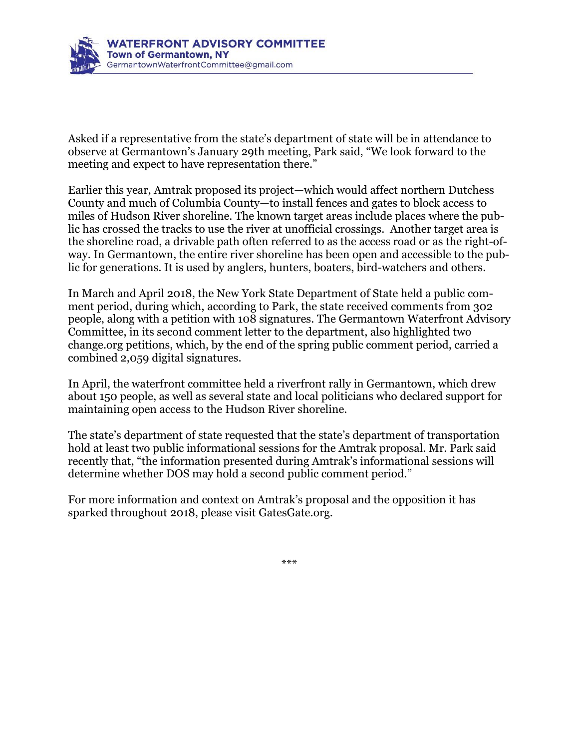Asked if a representative from the state's department of state will be in attendance to observe at Germantown's January 29th meeting, Park said, "We look forward to the meeting and expect to have representation there."

Earlier this year, Amtrak proposed its project—which would affect northern Dutchess County and much of Columbia County—to install fences and gates to block access to miles of Hudson River shoreline. The known target areas include places where the public has crossed the tracks to use the river at unofficial crossings. Another target area is the shoreline road, a drivable path often referred to as the access road or as the right-of-way. In Germantown, the entire river shoreline has been open and accessible to the public for generations. It is used by anglers, hunters, boaters, bird-watchers and others.

In March and April 2018, the New York State Department of State held a public comment period, during which, according to Park, the state received comments from 302 people, along with a petition with 108 signatures. The Germantown Waterfront Advisory Committee, in its second comment letter to the department, also highlighted two change.org petitions, which, by the end of the spring public comment period, carried a combined 2,059 digital signatures.

In April, the waterfront committee held a riverfront rally in Germantown, which drew about 150 people, as well as several state and local politicians who declared support for maintaining open access to the Hudson River shoreline.

The state's department of state requested that the state's department of transportation hold at least two public informational sessions for the Amtrak proposal. Mr. Park said recently that, "the information presented during Amtrak's informational sessions will determine whether DOS may hold a second public comment period."

For more information and context on Amtrak's proposal and the opposition it has sparked throughout 2018, please visit GatesGate.org.

***